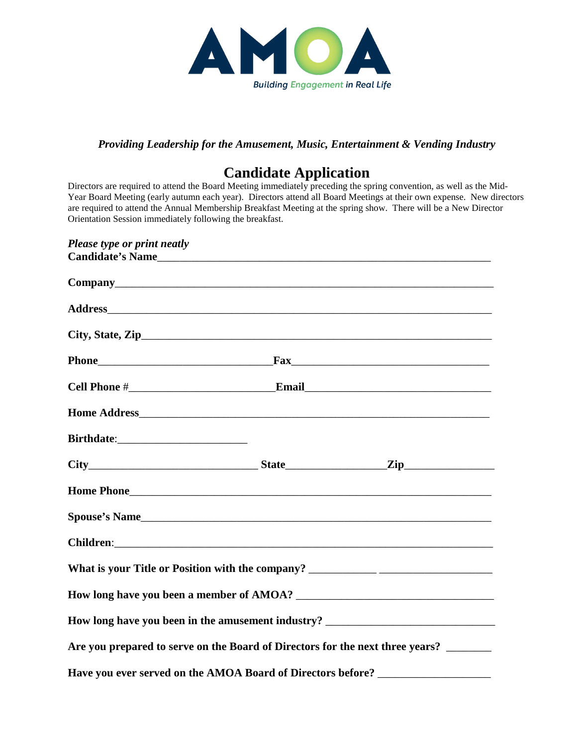AMOA

Building Engagement in Real Life

*Providing Leadership for the Amusement, Music, Entertainment & Vending Industry*

# Candidate Application

Directors are required to attend the Board Meeting immediately preceding the spring convention, as well as the Mid-Year Board Meeting (early autumn each year). Directors attend all Board Meetings at their own expense. New directors are required to attend the Annual Membership Breakfast Meeting at the spring show. There will be a New Director Orientation Session immediately following the breakfast.

***Please type or print neatly***

**Candidate's Name**_______________________________________________________________

**Company**_______________________________________________________________

**Address**_______________________________________________________________

**City, State, Zip**_______________________________________________________________

**Phone**_______________________________ **Fax**_______________________________

**Cell Phone #**_________________________ **Email**_______________________________

**Home Address**_______________________________________________________________

**Birthdate**:_______________________

**City**______________________________ **State**________________ **Zip**_______________

**Home Phone**_______________________________________________________________

**Spouse's Name**_______________________________________________________________

**Children**:_______________________________________________________________

**What is your Title or Position with the company?** ___________ ___________________

**How long have you been a member of AMOA?** __________________________________

**How long have you been in the amusement industry?** ____________________________

**Are you prepared to serve on the Board of Directors for the next three years?** ________

**Have you ever served on the AMOA Board of Directors before?** ___________________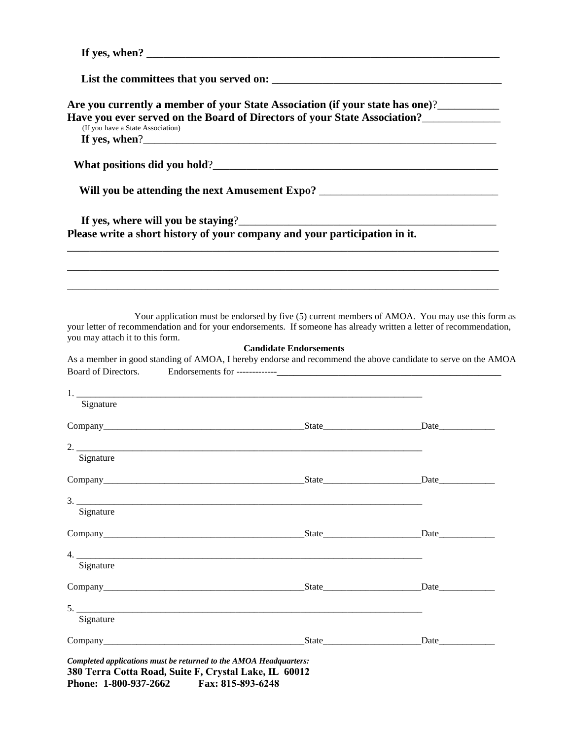**If yes, when?** ___________________________________________________________________

**List the committees that you served on:** _____________________________________

**Are you currently a member of your State Association (if your state has one)**?__________

**Have you ever served on the Board of Directors of your State Association?**_____________

(If you have a State Association)

**If yes, when**?_______________________________________________________________

**What positions did you hold**?_________________________________________________

**Will you be attending the next Amusement Expo?** ______________________________

**If yes, where will you be staying**?_____________________________________________

**Please write a short history of your company and your participation in it.**

_____________________________________________________________________________

_____________________________________________________________________________

_____________________________________________________________________________

Your application must be endorsed by five (5) current members of AMOA. You may use this form as your letter of recommendation and for your endorsements. If someone has already written a letter of recommendation, you may attach it to this form.

**Candidate Endorsements**

As a member in good standing of AMOA, I hereby endorse and recommend the above candidate to serve on the AMOA Board of Directors. Endorsements for -------------_____________________________________________

1. _______________________________________________________________________
Signature

Company_________________________________________State____________________Date___________

2. _______________________________________________________________________
Signature

Company_________________________________________State____________________Date___________

3. _______________________________________________________________________
Signature

Company_________________________________________State____________________Date___________

4. _______________________________________________________________________
Signature

Company_________________________________________State____________________Date___________

5. _______________________________________________________________________
Signature

Company_________________________________________State____________________Date___________

***Completed applications must be returned to the AMOA Headquarters:***

**380 Terra Cotta Road, Suite F, Crystal Lake, IL 60012**

**Phone: 1-800-937-2662 Fax: 815-893-6248**